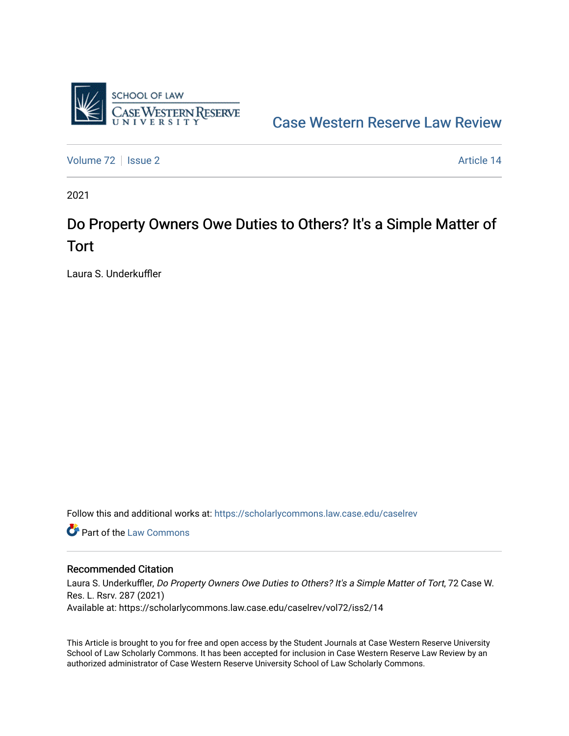SCHOOL OF LAW
CASE WESTERN RESERVE UNIVERSITY

Case Western Reserve Law Review

Volume 72 | Issue 2 | Article 14

2021

# Do Property Owners Owe Duties to Others? It's a Simple Matter of Tort

Laura S. Underkuffler

Follow this and additional works at: https://scholarlycommons.law.case.edu/caselrev

Part of the Law Commons

## Recommended Citation

Laura S. Underkuffler, *Do Property Owners Owe Duties to Others? It's a Simple Matter of Tort*, 72 Case W. Res. L. Rsrv. 287 (2021)
Available at: https://scholarlycommons.law.case.edu/caselrev/vol72/iss2/14

This Article is brought to you for free and open access by the Student Journals at Case Western Reserve University School of Law Scholarly Commons. It has been accepted for inclusion in Case Western Reserve Law Review by an authorized administrator of Case Western Reserve University School of Law Scholarly Commons.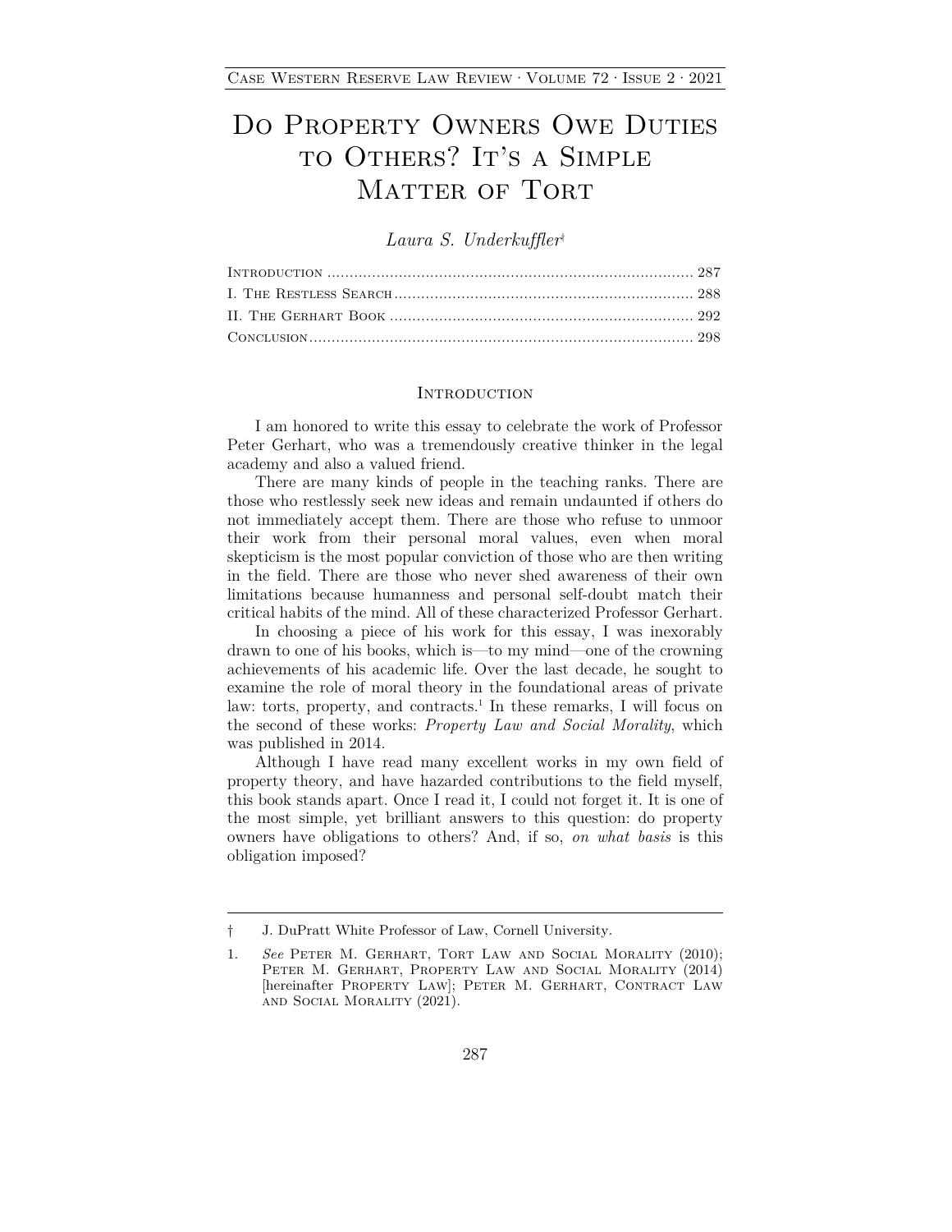# Do Property Owners Owe Duties to Others? It's a Simple Matter of Tort

*Laura S. Underkuffler*[†]

| | |
|---|---|
| Introduction | 287 |
| I. The Restless Search | 288 |
| II. The Gerhart Book | 292 |
| Conclusion | 298 |

## Introduction

I am honored to write this essay to celebrate the work of Professor Peter Gerhart, who was a tremendously creative thinker in the legal academy and also a valued friend.

There are many kinds of people in the teaching ranks. There are those who restlessly seek new ideas and remain undaunted if others do not immediately accept them. There are those who refuse to unmoor their work from their personal moral values, even when moral skepticism is the most popular conviction of those who are then writing in the field. There are those who never shed awareness of their own limitations because humanness and personal self-doubt match their critical habits of the mind. All of these characterized Professor Gerhart.

In choosing a piece of his work for this essay, I was inexorably drawn to one of his books, which is—to my mind—one of the crowning achievements of his academic life. Over the last decade, he sought to examine the role of moral theory in the foundational areas of private law: torts, property, and contracts.[1] In these remarks, I will focus on the second of these works: *Property Law and Social Morality*, which was published in 2014.

Although I have read many excellent works in my own field of property theory, and have hazarded contributions to the field myself, this book stands apart. Once I read it, I could not forget it. It is one of the most simple, yet brilliant answers to this question: do property owners have obligations to others? And, if so, *on what basis* is this obligation imposed?

---

† J. DuPratt White Professor of Law, Cornell University.

1. *See* Peter M. Gerhart, Tort Law and Social Morality (2010); Peter M. Gerhart, Property Law and Social Morality (2014) [hereinafter Property Law]; Peter M. Gerhart, Contract Law and Social Morality (2021).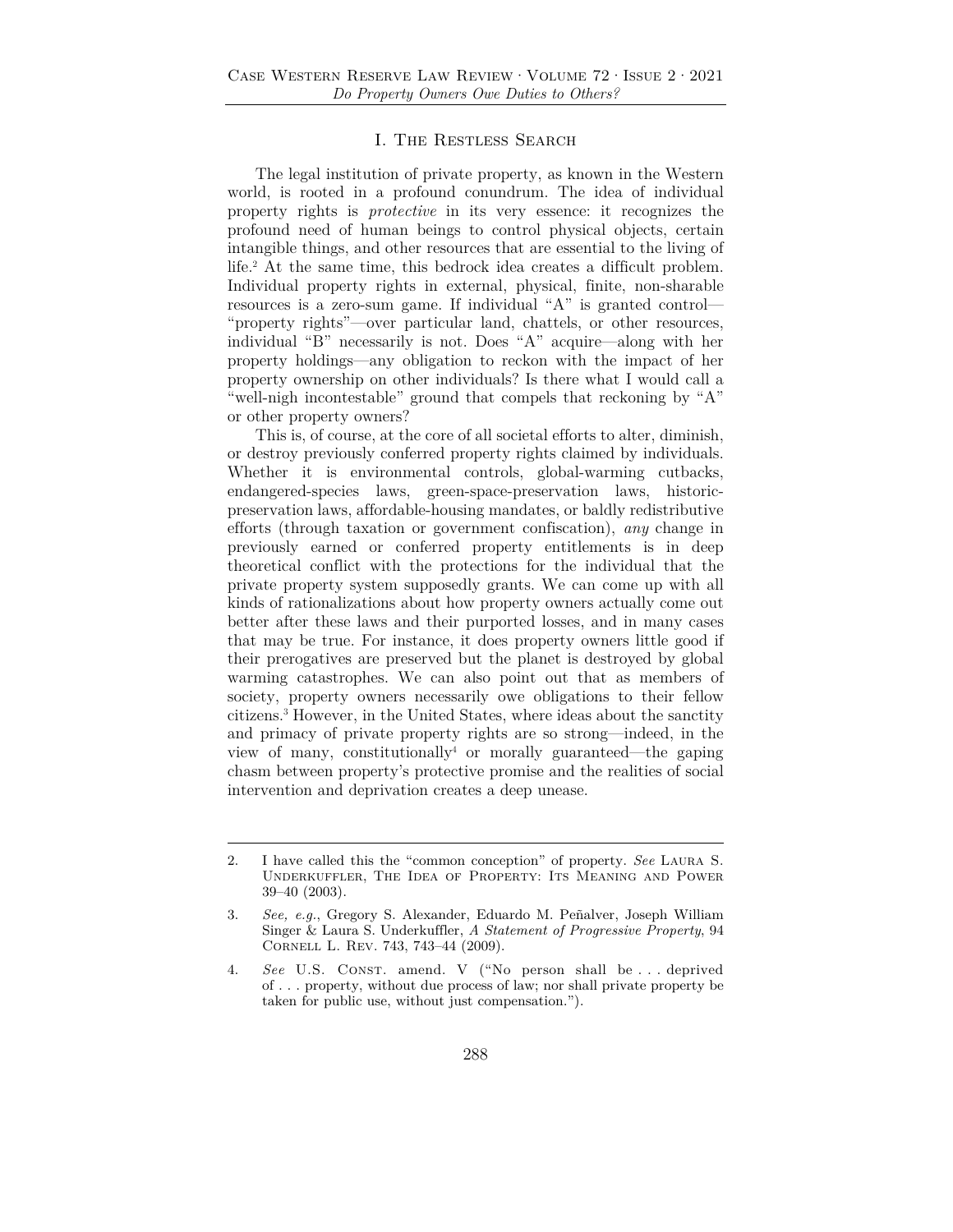## I. The Restless Search

The legal institution of private property, as known in the Western world, is rooted in a profound conundrum. The idea of individual property rights is *protective* in its very essence: it recognizes the profound need of human beings to control physical objects, certain intangible things, and other resources that are essential to the living of life.[2] At the same time, this bedrock idea creates a difficult problem. Individual property rights in external, physical, finite, non-sharable resources is a zero-sum game. If individual "A" is granted control—"property rights"—over particular land, chattels, or other resources, individual "B" necessarily is not. Does "A" acquire—along with her property holdings—any obligation to reckon with the impact of her property ownership on other individuals? Is there what I would call a "well-nigh incontestable" ground that compels that reckoning by "A" or other property owners?

This is, of course, at the core of all societal efforts to alter, diminish, or destroy previously conferred property rights claimed by individuals. Whether it is environmental controls, global-warming cutbacks, endangered-species laws, green-space-preservation laws, historic-preservation laws, affordable-housing mandates, or baldly redistributive efforts (through taxation or government confiscation), *any* change in previously earned or conferred property entitlements is in deep theoretical conflict with the protections for the individual that the private property system supposedly grants. We can come up with all kinds of rationalizations about how property owners actually come out better after these laws and their purported losses, and in many cases that may be true. For instance, it does property owners little good if their prerogatives are preserved but the planet is destroyed by global warming catastrophes. We can also point out that as members of society, property owners necessarily owe obligations to their fellow citizens.[3] However, in the United States, where ideas about the sanctity and primacy of private property rights are so strong—indeed, in the view of many, constitutionally[4] or morally guaranteed—the gaping chasm between property's protective promise and the realities of social intervention and deprivation creates a deep unease.

---

2. I have called this the "common conception" of property. *See* Laura S. Underkuffler, The Idea of Property: Its Meaning and Power 39–40 (2003).

3. *See, e.g.*, Gregory S. Alexander, Eduardo M. Peñalver, Joseph William Singer & Laura S. Underkuffler, *A Statement of Progressive Property*, 94 Cornell L. Rev. 743, 743–44 (2009).

4. *See* U.S. Const. amend. V ("No person shall be . . . deprived of . . . property, without due process of law; nor shall private property be taken for public use, without just compensation.").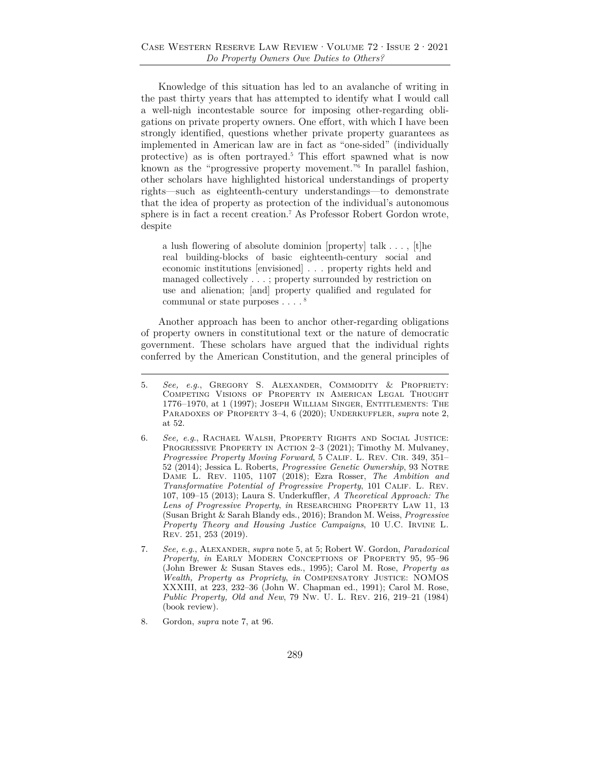Knowledge of this situation has led to an avalanche of writing in the past thirty years that has attempted to identify what I would call a well-nigh incontestable source for imposing other-regarding obligations on private property owners. One effort, with which I have been strongly identified, questions whether private property guarantees as implemented in American law are in fact as "one-sided" (individually protective) as is often portrayed.[5] This effort spawned what is now known as the "progressive property movement."[6] In parallel fashion, other scholars have highlighted historical understandings of property rights—such as eighteenth-century understandings—to demonstrate that the idea of property as protection of the individual's autonomous sphere is in fact a recent creation.[7] As Professor Robert Gordon wrote, despite

> a lush flowering of absolute dominion [property] talk . . . , [t]he real building-blocks of basic eighteenth-century social and economic institutions [envisioned] . . . property rights held and managed collectively . . . ; property surrounded by restriction on use and alienation; [and] property qualified and regulated for communal or state purposes . . . .[8]

Another approach has been to anchor other-regarding obligations of property owners in constitutional text or the nature of democratic government. These scholars have argued that the individual rights conferred by the American Constitution, and the general principles of

---

5. *See, e.g.*, Gregory S. Alexander, Commodity & Propriety: Competing Visions of Property in American Legal Thought 1776–1970, at 1 (1997); Joseph William Singer, Entitlements: The Paradoxes of Property 3–4, 6 (2020); Underkuffler, *supra* note 2, at 52.

6. *See, e.g.*, Rachael Walsh, Property Rights and Social Justice: Progressive Property in Action 2–3 (2021); Timothy M. Mulvaney, *Progressive Property Moving Forward*, 5 Calif. L. Rev. Cir. 349, 351–52 (2014); Jessica L. Roberts, *Progressive Genetic Ownership*, 93 Notre Dame L. Rev. 1105, 1107 (2018); Ezra Rosser, *The Ambition and Transformative Potential of Progressive Property*, 101 Calif. L. Rev. 107, 109–15 (2013); Laura S. Underkuffler, *A Theoretical Approach: The Lens of Progressive Property*, *in* Researching Property Law 11, 13 (Susan Bright & Sarah Blandy eds., 2016); Brandon M. Weiss, *Progressive Property Theory and Housing Justice Campaigns*, 10 U.C. Irvine L. Rev. 251, 253 (2019).

7. *See, e.g.*, Alexander, *supra* note 5, at 5; Robert W. Gordon, *Paradoxical Property*, *in* Early Modern Conceptions of Property 95, 95–96 (John Brewer & Susan Staves eds., 1995); Carol M. Rose, *Property as Wealth, Property as Propriety*, *in* Compensatory Justice: NOMOS XXXIII, at 223, 232–36 (John W. Chapman ed., 1991); Carol M. Rose, *Public Property, Old and New*, 79 Nw. U. L. Rev. 216, 219–21 (1984) (book review).

8. Gordon, *supra* note 7, at 96.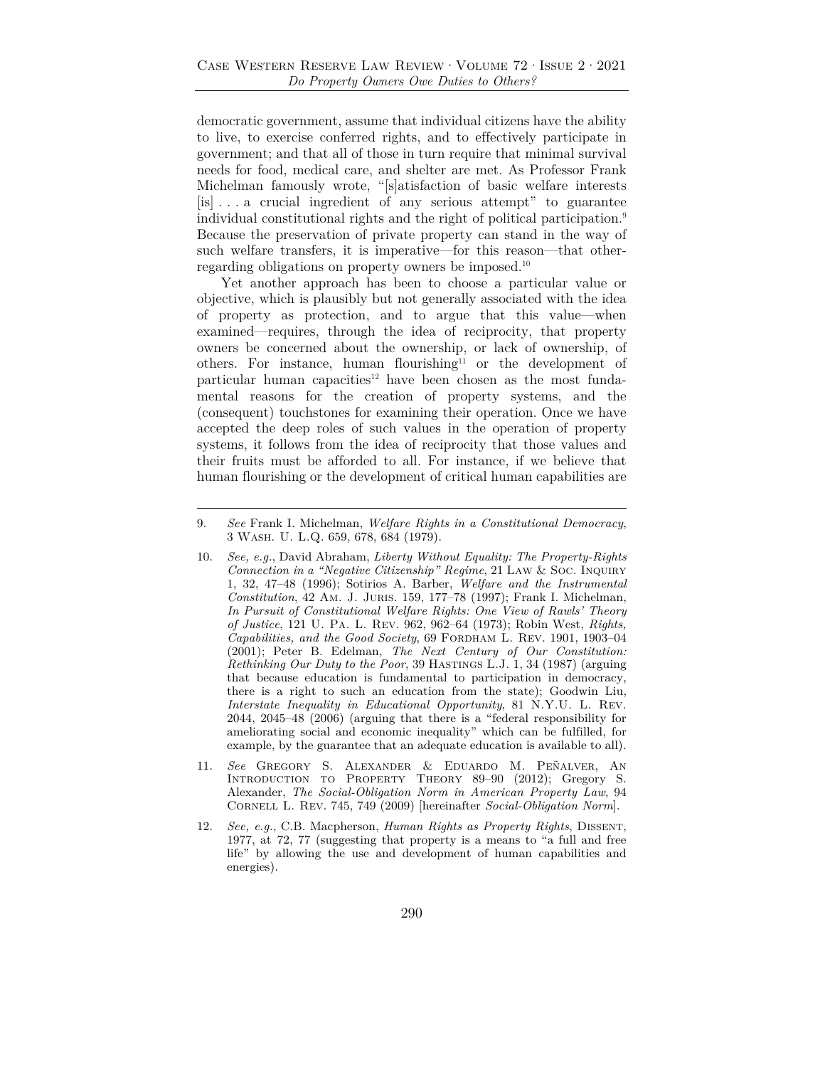democratic government, assume that individual citizens have the ability to live, to exercise conferred rights, and to effectively participate in government; and that all of those in turn require that minimal survival needs for food, medical care, and shelter are met. As Professor Frank Michelman famously wrote, "[s]atisfaction of basic welfare interests [is] . . . a crucial ingredient of any serious attempt" to guarantee individual constitutional rights and the right of political participation.[9] Because the preservation of private property can stand in the way of such welfare transfers, it is imperative—for this reason—that other-regarding obligations on property owners be imposed.[10]

Yet another approach has been to choose a particular value or objective, which is plausibly but not generally associated with the idea of property as protection, and to argue that this value—when examined—requires, through the idea of reciprocity, that property owners be concerned about the ownership, or lack of ownership, of others. For instance, human flourishing[11] or the development of particular human capacities[12] have been chosen as the most fundamental reasons for the creation of property systems, and the (consequent) touchstones for examining their operation. Once we have accepted the deep roles of such values in the operation of property systems, it follows from the idea of reciprocity that those values and their fruits must be afforded to all. For instance, if we believe that human flourishing or the development of critical human capabilities are

---

9. *See* Frank I. Michelman, *Welfare Rights in a Constitutional Democracy*, 3 Wash. U. L.Q. 659, 678, 684 (1979).

10. *See, e.g.*, David Abraham, *Liberty Without Equality: The Property-Rights Connection in a "Negative Citizenship" Regime*, 21 Law & Soc. Inquiry 1, 32, 47–48 (1996); Sotirios A. Barber, *Welfare and the Instrumental Constitution*, 42 Am. J. Juris. 159, 177–78 (1997); Frank I. Michelman, *In Pursuit of Constitutional Welfare Rights: One View of Rawls' Theory of Justice*, 121 U. Pa. L. Rev. 962, 962–64 (1973); Robin West, *Rights, Capabilities, and the Good Society*, 69 Fordham L. Rev. 1901, 1903–04 (2001); Peter B. Edelman, *The Next Century of Our Constitution: Rethinking Our Duty to the Poor*, 39 Hastings L.J. 1, 34 (1987) (arguing that because education is fundamental to participation in democracy, there is a right to such an education from the state); Goodwin Liu, *Interstate Inequality in Educational Opportunity*, 81 N.Y.U. L. Rev. 2044, 2045–48 (2006) (arguing that there is a "federal responsibility for ameliorating social and economic inequality" which can be fulfilled, for example, by the guarantee that an adequate education is available to all).

11. *See* Gregory S. Alexander & Eduardo M. Peñalver, An Introduction to Property Theory 89–90 (2012); Gregory S. Alexander, *The Social-Obligation Norm in American Property Law*, 94 Cornell L. Rev. 745, 749 (2009) [hereinafter *Social-Obligation Norm*].

12. *See, e.g.*, C.B. Macpherson, *Human Rights as Property Rights*, Dissent, 1977, at 72, 77 (suggesting that property is a means to "a full and free life" by allowing the use and development of human capabilities and energies).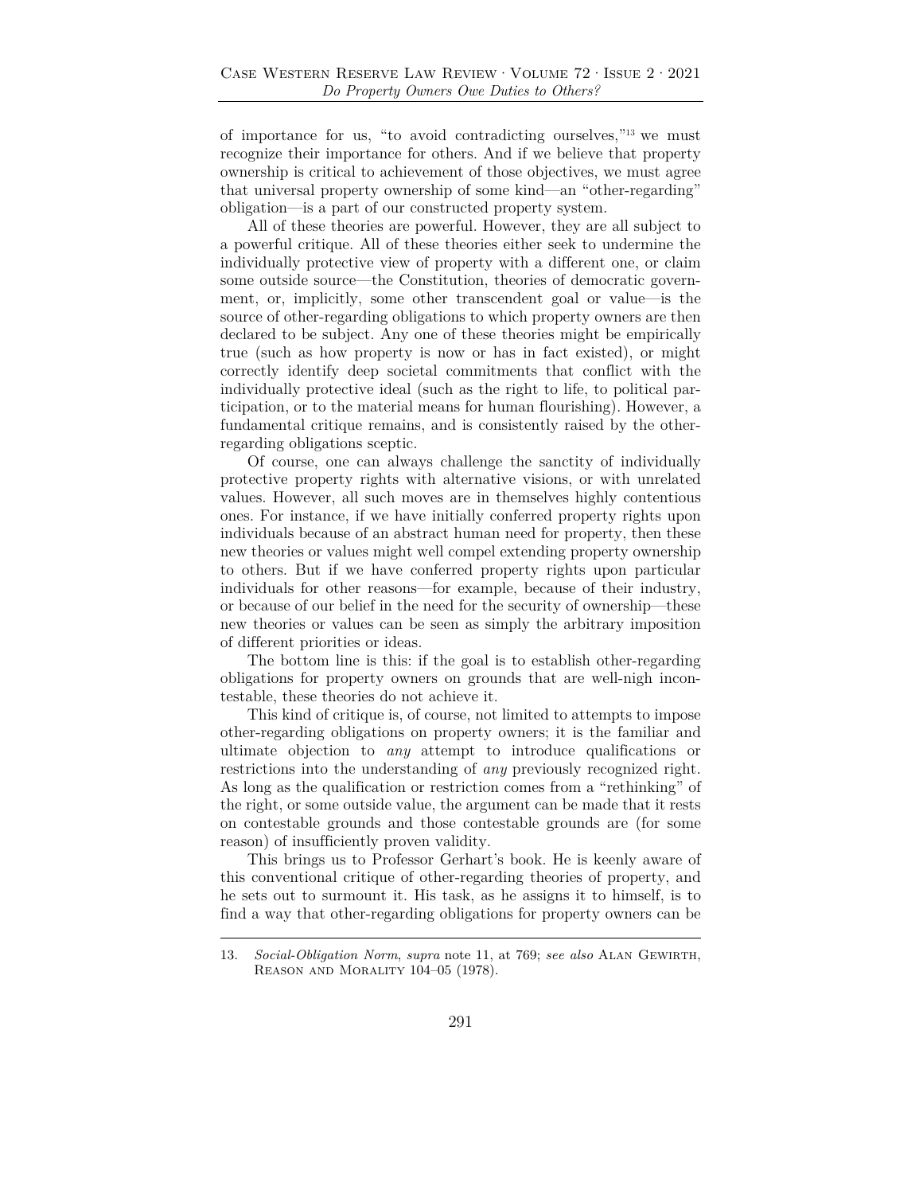of importance for us, "to avoid contradicting ourselves,"[13] we must recognize their importance for others. And if we believe that property ownership is critical to achievement of those objectives, we must agree that universal property ownership of some kind—an "other-regarding" obligation—is a part of our constructed property system.

All of these theories are powerful. However, they are all subject to a powerful critique. All of these theories either seek to undermine the individually protective view of property with a different one, or claim some outside source—the Constitution, theories of democratic government, or, implicitly, some other transcendent goal or value—is the source of other-regarding obligations to which property owners are then declared to be subject. Any one of these theories might be empirically true (such as how property is now or has in fact existed), or might correctly identify deep societal commitments that conflict with the individually protective ideal (such as the right to life, to political participation, or to the material means for human flourishing). However, a fundamental critique remains, and is consistently raised by the other-regarding obligations sceptic.

Of course, one can always challenge the sanctity of individually protective property rights with alternative visions, or with unrelated values. However, all such moves are in themselves highly contentious ones. For instance, if we have initially conferred property rights upon individuals because of an abstract human need for property, then these new theories or values might well compel extending property ownership to others. But if we have conferred property rights upon particular individuals for other reasons—for example, because of their industry, or because of our belief in the need for the security of ownership—these new theories or values can be seen as simply the arbitrary imposition of different priorities or ideas.

The bottom line is this: if the goal is to establish other-regarding obligations for property owners on grounds that are well-nigh incontestable, these theories do not achieve it.

This kind of critique is, of course, not limited to attempts to impose other-regarding obligations on property owners; it is the familiar and ultimate objection to *any* attempt to introduce qualifications or restrictions into the understanding of *any* previously recognized right. As long as the qualification or restriction comes from a "rethinking" of the right, or some outside value, the argument can be made that it rests on contestable grounds and those contestable grounds are (for some reason) of insufficiently proven validity.

This brings us to Professor Gerhart's book. He is keenly aware of this conventional critique of other-regarding theories of property, and he sets out to surmount it. His task, as he assigns it to himself, is to find a way that other-regarding obligations for property owners can be

---

13. *Social-Obligation Norm*, *supra* note 11, at 769; *see also* Alan Gewirth, Reason and Morality 104–05 (1978).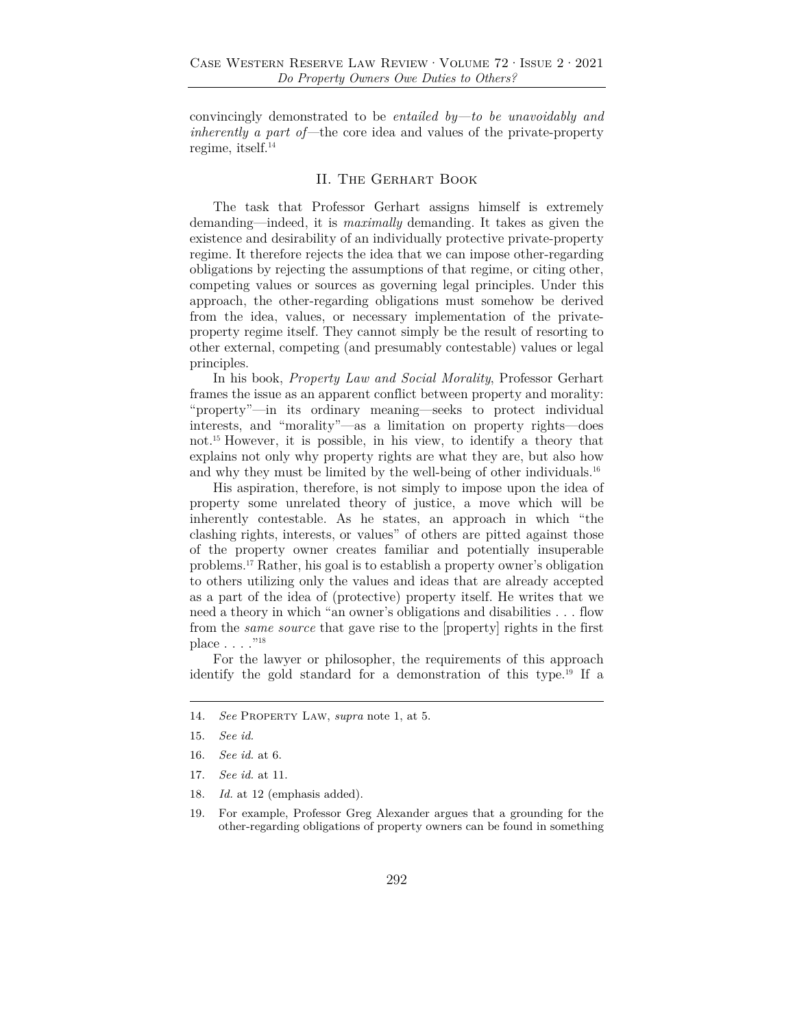convincingly demonstrated to be *entailed by—to be unavoidably and inherently a part of*—the core idea and values of the private-property regime, itself.[14]

## II. The Gerhart Book

The task that Professor Gerhart assigns himself is extremely demanding—indeed, it is *maximally* demanding. It takes as given the existence and desirability of an individually protective private-property regime. It therefore rejects the idea that we can impose other-regarding obligations by rejecting the assumptions of that regime, or citing other, competing values or sources as governing legal principles. Under this approach, the other-regarding obligations must somehow be derived from the idea, values, or necessary implementation of the private-property regime itself. They cannot simply be the result of resorting to other external, competing (and presumably contestable) values or legal principles.

In his book, *Property Law and Social Morality*, Professor Gerhart frames the issue as an apparent conflict between property and morality: "property"—in its ordinary meaning—seeks to protect individual interests, and "morality"—as a limitation on property rights—does not.[15] However, it is possible, in his view, to identify a theory that explains not only why property rights are what they are, but also how and why they must be limited by the well-being of other individuals.[16]

His aspiration, therefore, is not simply to impose upon the idea of property some unrelated theory of justice, a move which will be inherently contestable. As he states, an approach in which "the clashing rights, interests, or values" of others are pitted against those of the property owner creates familiar and potentially insuperable problems.[17] Rather, his goal is to establish a property owner's obligation to others utilizing only the values and ideas that are already accepted as a part of the idea of (protective) property itself. He writes that we need a theory in which "an owner's obligations and disabilities . . . flow from the *same source* that gave rise to the [property] rights in the first place . . . ."[18]

For the lawyer or philosopher, the requirements of this approach identify the gold standard for a demonstration of this type.[19] If a

---

14. *See* Property Law, *supra* note 1, at 5.

15. *See id.*

16. *See id.* at 6.

17. *See id.* at 11.

18. *Id.* at 12 (emphasis added).

19. For example, Professor Greg Alexander argues that a grounding for the other-regarding obligations of property owners can be found in something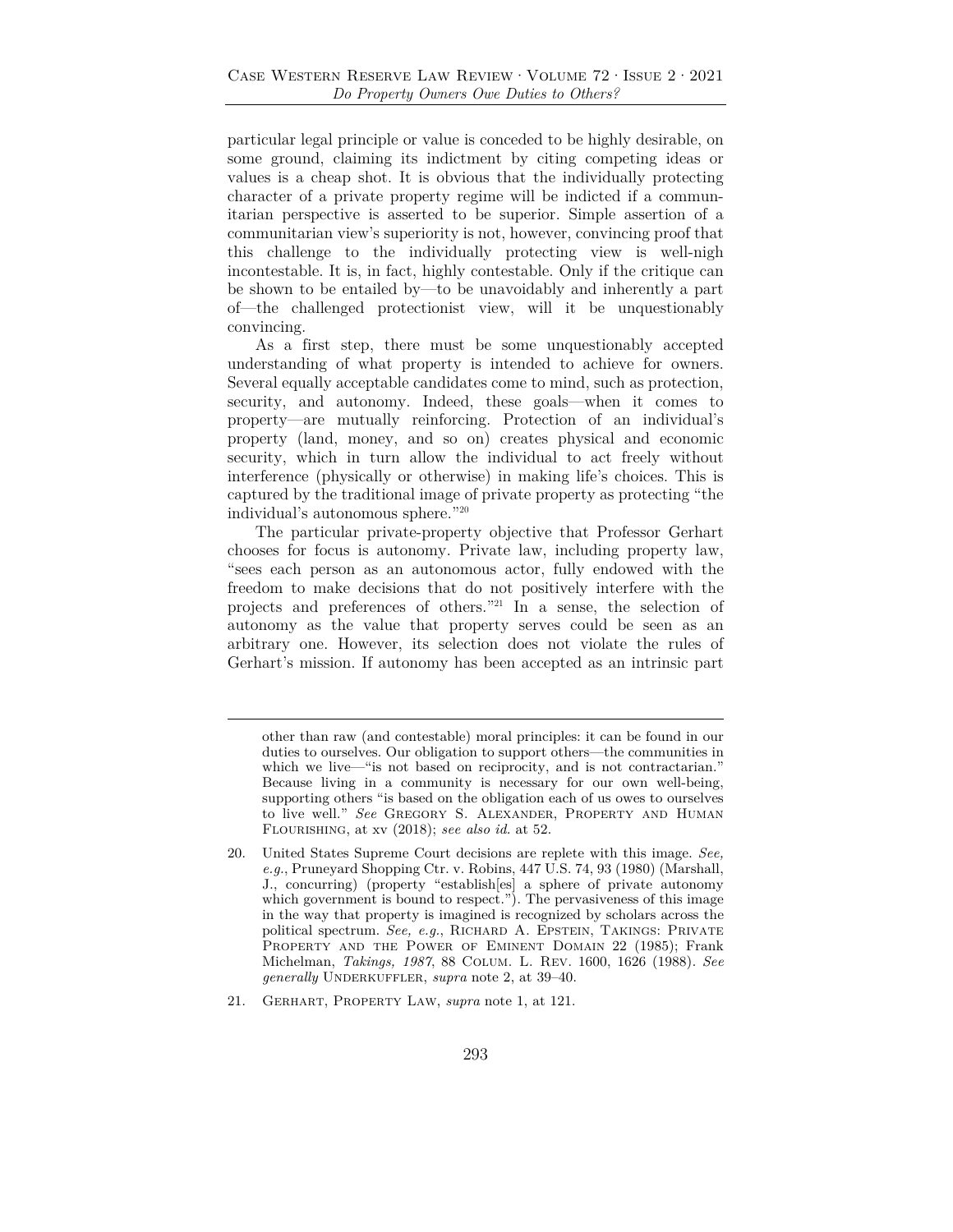particular legal principle or value is conceded to be highly desirable, on some ground, claiming its indictment by citing competing ideas or values is a cheap shot. It is obvious that the individually protecting character of a private property regime will be indicted if a communitarian perspective is asserted to be superior. Simple assertion of a communitarian view's superiority is not, however, convincing proof that this challenge to the individually protecting view is well-nigh incontestable. It is, in fact, highly contestable. Only if the critique can be shown to be entailed by—to be unavoidably and inherently a part of—the challenged protectionist view, will it be unquestionably convincing.

As a first step, there must be some unquestionably accepted understanding of what property is intended to achieve for owners. Several equally acceptable candidates come to mind, such as protection, security, and autonomy. Indeed, these goals—when it comes to property—are mutually reinforcing. Protection of an individual's property (land, money, and so on) creates physical and economic security, which in turn allow the individual to act freely without interference (physically or otherwise) in making life's choices. This is captured by the traditional image of private property as protecting "the individual's autonomous sphere."[20]

The particular private-property objective that Professor Gerhart chooses for focus is autonomy. Private law, including property law, "sees each person as an autonomous actor, fully endowed with the freedom to make decisions that do not positively interfere with the projects and preferences of others."[21] In a sense, the selection of autonomy as the value that property serves could be seen as an arbitrary one. However, its selection does not violate the rules of Gerhart's mission. If autonomy has been accepted as an intrinsic part

---

other than raw (and contestable) moral principles: it can be found in our duties to ourselves. Our obligation to support others—the communities in which we live—"is not based on reciprocity, and is not contractarian." Because living in a community is necessary for our own well-being, supporting others "is based on the obligation each of us owes to ourselves to live well." *See* Gregory S. Alexander, Property and Human Flourishing, at xv (2018); *see also id.* at 52.

20. United States Supreme Court decisions are replete with this image. *See, e.g.*, Pruneyard Shopping Ctr. v. Robins, 447 U.S. 74, 93 (1980) (Marshall, J., concurring) (property "establish[es] a sphere of private autonomy which government is bound to respect."). The pervasiveness of this image in the way that property is imagined is recognized by scholars across the political spectrum. *See, e.g.*, Richard A. Epstein, Takings: Private Property and the Power of Eminent Domain 22 (1985); Frank Michelman, *Takings, 1987*, 88 Colum. L. Rev. 1600, 1626 (1988). *See generally* Underkuffler, *supra* note 2, at 39–40.

21. Gerhart, Property Law, *supra* note 1, at 121.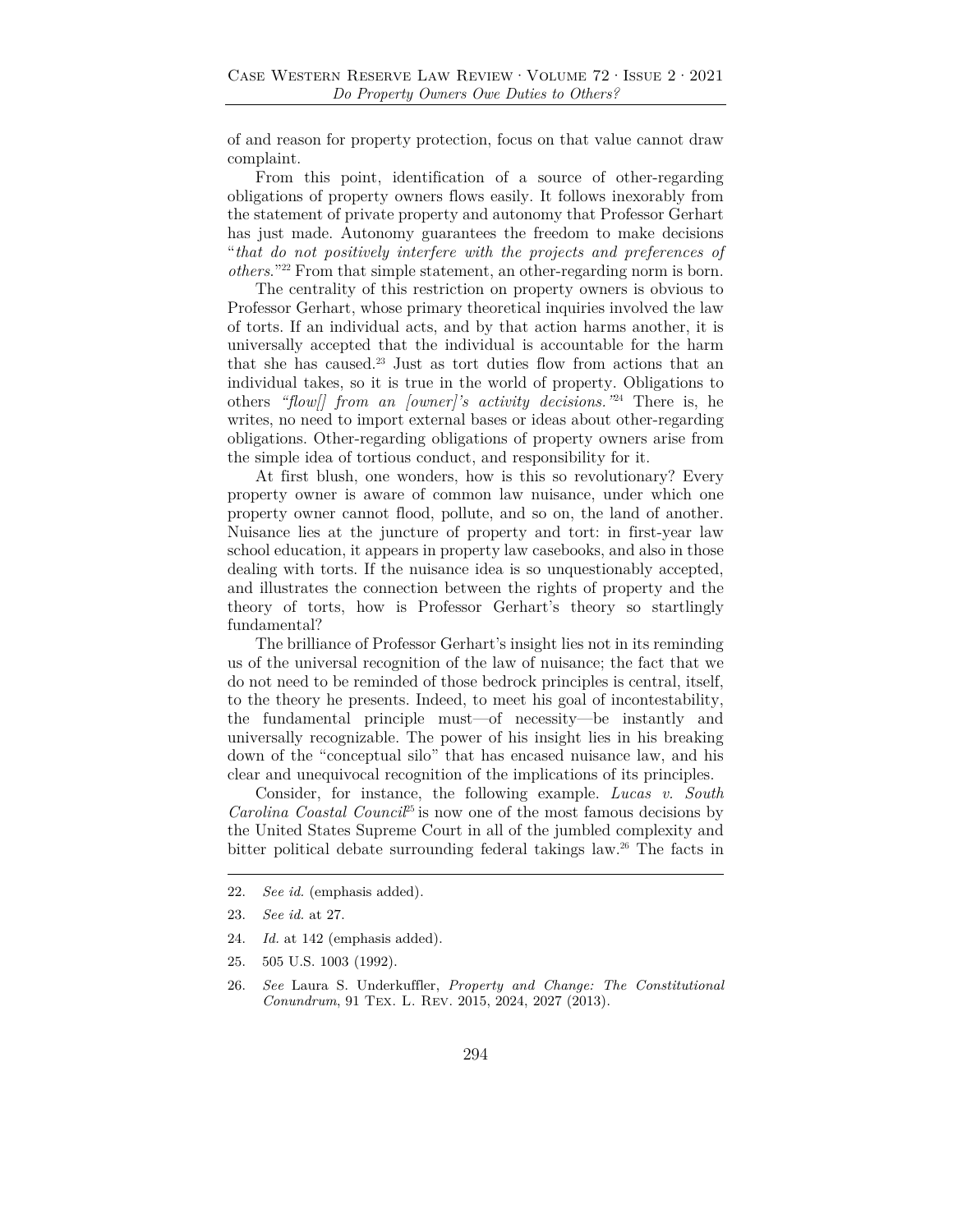of and reason for property protection, focus on that value cannot draw complaint.

From this point, identification of a source of other-regarding obligations of property owners flows easily. It follows inexorably from the statement of private property and autonomy that Professor Gerhart has just made. Autonomy guarantees the freedom to make decisions "*that do not positively interfere with the projects and preferences of others.*"[22] From that simple statement, an other-regarding norm is born.

The centrality of this restriction on property owners is obvious to Professor Gerhart, whose primary theoretical inquiries involved the law of torts. If an individual acts, and by that action harms another, it is universally accepted that the individual is accountable for the harm that she has caused.[23] Just as tort duties flow from actions that an individual takes, so it is true in the world of property. Obligations to others *"flow[] from an [owner]'s activity decisions."*[24] There is, he writes, no need to import external bases or ideas about other-regarding obligations. Other-regarding obligations of property owners arise from the simple idea of tortious conduct, and responsibility for it.

At first blush, one wonders, how is this so revolutionary? Every property owner is aware of common law nuisance, under which one property owner cannot flood, pollute, and so on, the land of another. Nuisance lies at the juncture of property and tort: in first-year law school education, it appears in property law casebooks, and also in those dealing with torts. If the nuisance idea is so unquestionably accepted, and illustrates the connection between the rights of property and the theory of torts, how is Professor Gerhart's theory so startlingly fundamental?

The brilliance of Professor Gerhart's insight lies not in its reminding us of the universal recognition of the law of nuisance; the fact that we do not need to be reminded of those bedrock principles is central, itself, to the theory he presents. Indeed, to meet his goal of incontestability, the fundamental principle must—of necessity—be instantly and universally recognizable. The power of his insight lies in his breaking down of the "conceptual silo" that has encased nuisance law, and his clear and unequivocal recognition of the implications of its principles.

Consider, for instance, the following example. *Lucas v. South Carolina Coastal Council*[25] is now one of the most famous decisions by the United States Supreme Court in all of the jumbled complexity and bitter political debate surrounding federal takings law.[26] The facts in

---

22. *See id.* (emphasis added).

23. *See id.* at 27.

24. *Id.* at 142 (emphasis added).

25. 505 U.S. 1003 (1992).

26. *See* Laura S. Underkuffler, *Property and Change: The Constitutional Conundrum*, 91 Tex. L. Rev. 2015, 2024, 2027 (2013).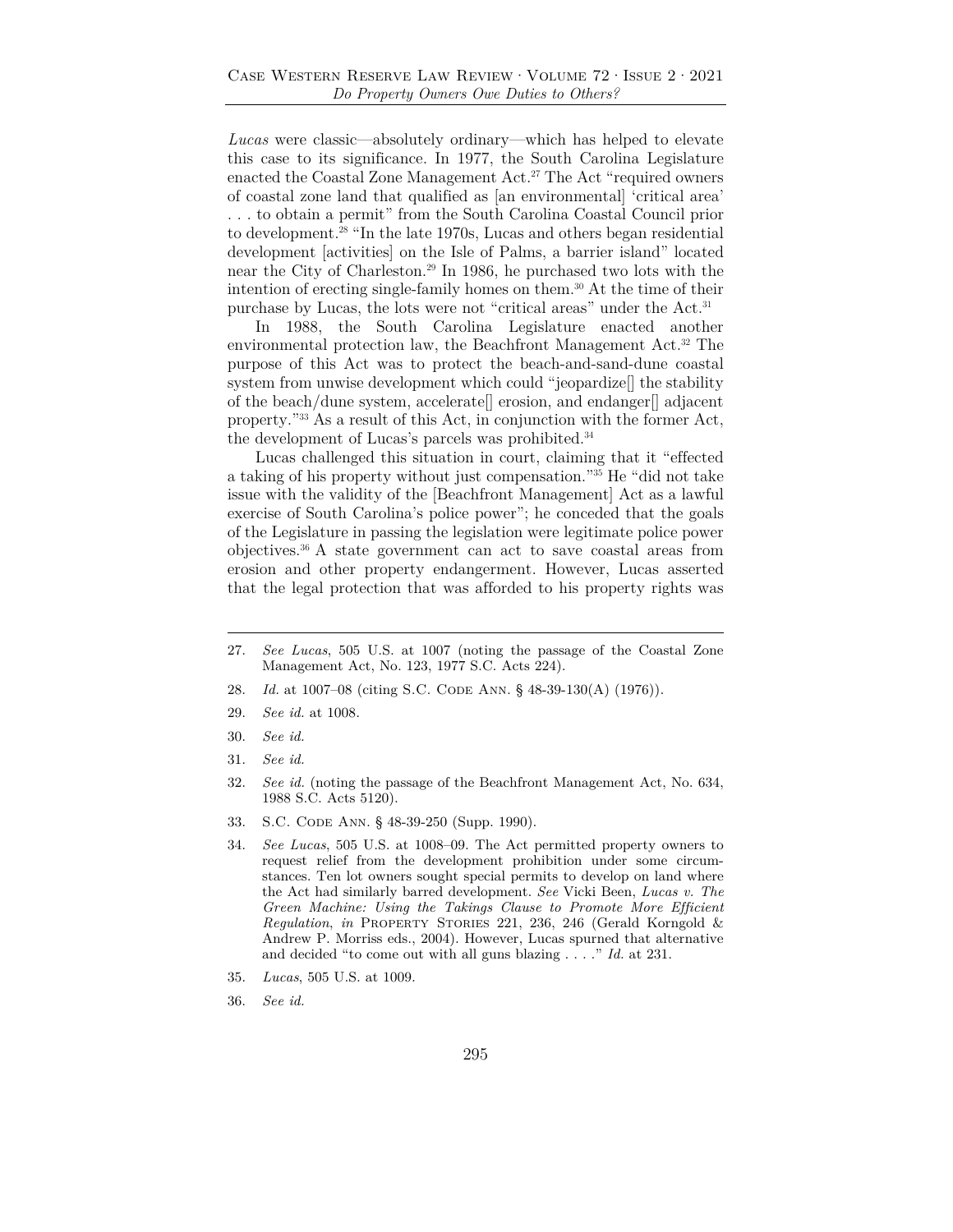*Lucas* were classic—absolutely ordinary—which has helped to elevate this case to its significance. In 1977, the South Carolina Legislature enacted the Coastal Zone Management Act.[27] The Act "required owners of coastal zone land that qualified as [an environmental] 'critical area' . . . to obtain a permit" from the South Carolina Coastal Council prior to development.[28] "In the late 1970s, Lucas and others began residential development [activities] on the Isle of Palms, a barrier island" located near the City of Charleston.[29] In 1986, he purchased two lots with the intention of erecting single-family homes on them.[30] At the time of their purchase by Lucas, the lots were not "critical areas" under the Act.[31]

In 1988, the South Carolina Legislature enacted another environmental protection law, the Beachfront Management Act.[32] The purpose of this Act was to protect the beach-and-sand-dune coastal system from unwise development which could "jeopardize[] the stability of the beach/dune system, accelerate[] erosion, and endanger[] adjacent property."[33] As a result of this Act, in conjunction with the former Act, the development of Lucas's parcels was prohibited.[34]

Lucas challenged this situation in court, claiming that it "effected a taking of his property without just compensation."[35] He "did not take issue with the validity of the [Beachfront Management] Act as a lawful exercise of South Carolina's police power"; he conceded that the goals of the Legislature in passing the legislation were legitimate police power objectives.[36] A state government can act to save coastal areas from erosion and other property endangerment. However, Lucas asserted that the legal protection that was afforded to his property rights was

---

27. *See Lucas*, 505 U.S. at 1007 (noting the passage of the Coastal Zone Management Act, No. 123, 1977 S.C. Acts 224).

28. *Id.* at 1007–08 (citing S.C. Code Ann. § 48-39-130(A) (1976)).

29. *See id.* at 1008.

30. *See id.*

31. *See id.*

32. *See id.* (noting the passage of the Beachfront Management Act, No. 634, 1988 S.C. Acts 5120).

33. S.C. Code Ann. § 48-39-250 (Supp. 1990).

34. *See Lucas*, 505 U.S. at 1008–09. The Act permitted property owners to request relief from the development prohibition under some circumstances. Ten lot owners sought special permits to develop on land where the Act had similarly barred development. *See* Vicki Been, *Lucas v. The Green Machine: Using the Takings Clause to Promote More Efficient Regulation*, *in* Property Stories 221, 236, 246 (Gerald Korngold & Andrew P. Morriss eds., 2004). However, Lucas spurned that alternative and decided "to come out with all guns blazing . . . ." *Id.* at 231.

35. *Lucas*, 505 U.S. at 1009.

36. *See id.*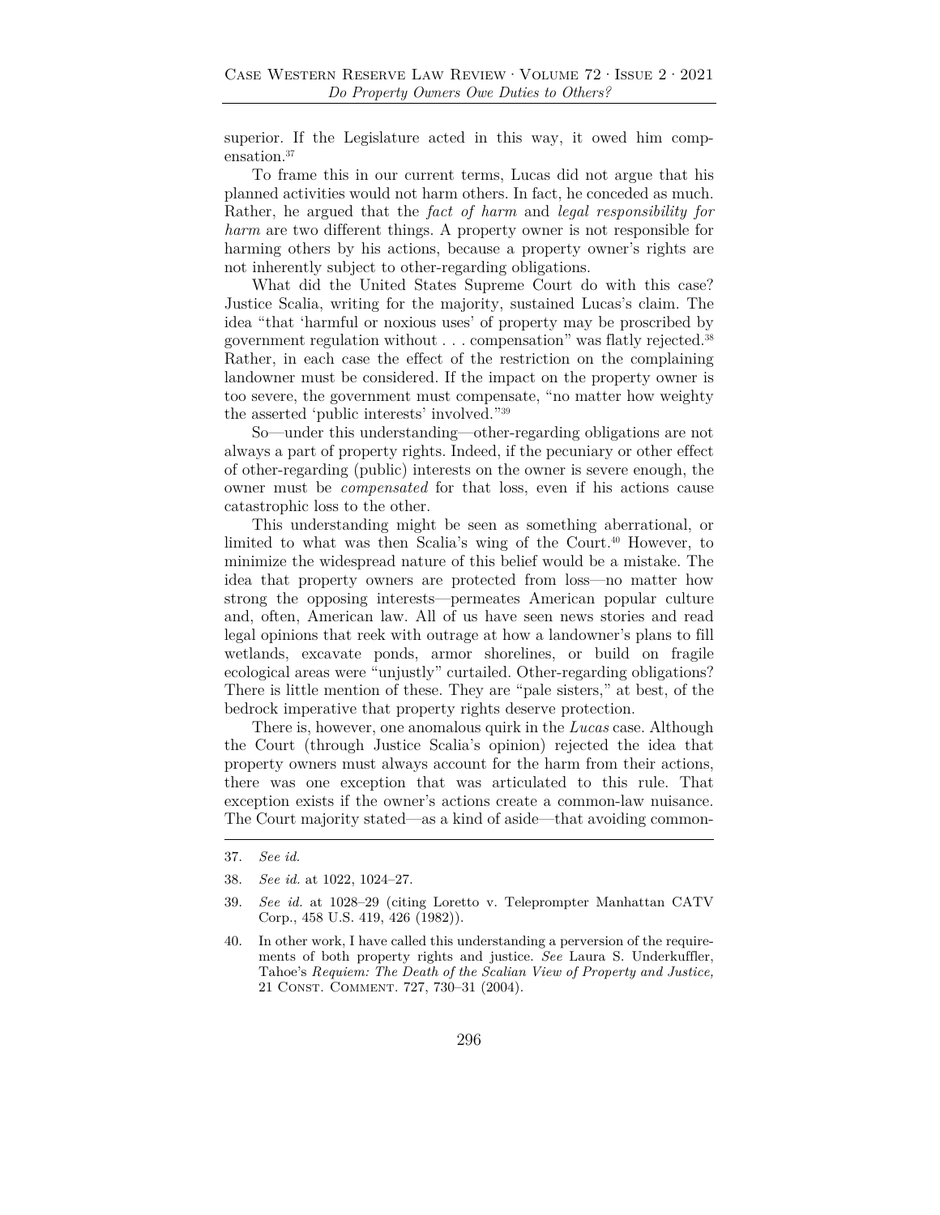superior. If the Legislature acted in this way, it owed him compensation.[37]

To frame this in our current terms, Lucas did not argue that his planned activities would not harm others. In fact, he conceded as much. Rather, he argued that the *fact of harm* and *legal responsibility for harm* are two different things. A property owner is not responsible for harming others by his actions, because a property owner's rights are not inherently subject to other-regarding obligations.

What did the United States Supreme Court do with this case? Justice Scalia, writing for the majority, sustained Lucas's claim. The idea "that 'harmful or noxious uses' of property may be proscribed by government regulation without . . . compensation" was flatly rejected.[38] Rather, in each case the effect of the restriction on the complaining landowner must be considered. If the impact on the property owner is too severe, the government must compensate, "no matter how weighty the asserted 'public interests' involved."[39]

So—under this understanding—other-regarding obligations are not always a part of property rights. Indeed, if the pecuniary or other effect of other-regarding (public) interests on the owner is severe enough, the owner must be *compensated* for that loss, even if his actions cause catastrophic loss to the other.

This understanding might be seen as something aberrational, or limited to what was then Scalia's wing of the Court.[40] However, to minimize the widespread nature of this belief would be a mistake. The idea that property owners are protected from loss—no matter how strong the opposing interests—permeates American popular culture and, often, American law. All of us have seen news stories and read legal opinions that reek with outrage at how a landowner's plans to fill wetlands, excavate ponds, armor shorelines, or build on fragile ecological areas were "unjustly" curtailed. Other-regarding obligations? There is little mention of these. They are "pale sisters," at best, of the bedrock imperative that property rights deserve protection.

There is, however, one anomalous quirk in the *Lucas* case. Although the Court (through Justice Scalia's opinion) rejected the idea that property owners must always account for the harm from their actions, there was one exception that was articulated to this rule. That exception exists if the owner's actions create a common-law nuisance. The Court majority stated—as a kind of aside—that avoiding common-

---

37. *See id.*

38. *See id.* at 1022, 1024–27.

39. *See id.* at 1028–29 (citing Loretto v. Teleprompter Manhattan CATV Corp., 458 U.S. 419, 426 (1982)).

40. In other work, I have called this understanding a perversion of the requirements of both property rights and justice. *See* Laura S. Underkuffler, Tahoe's *Requiem: The Death of the Scalian View of Property and Justice,* 21 Const. Comment. 727, 730–31 (2004).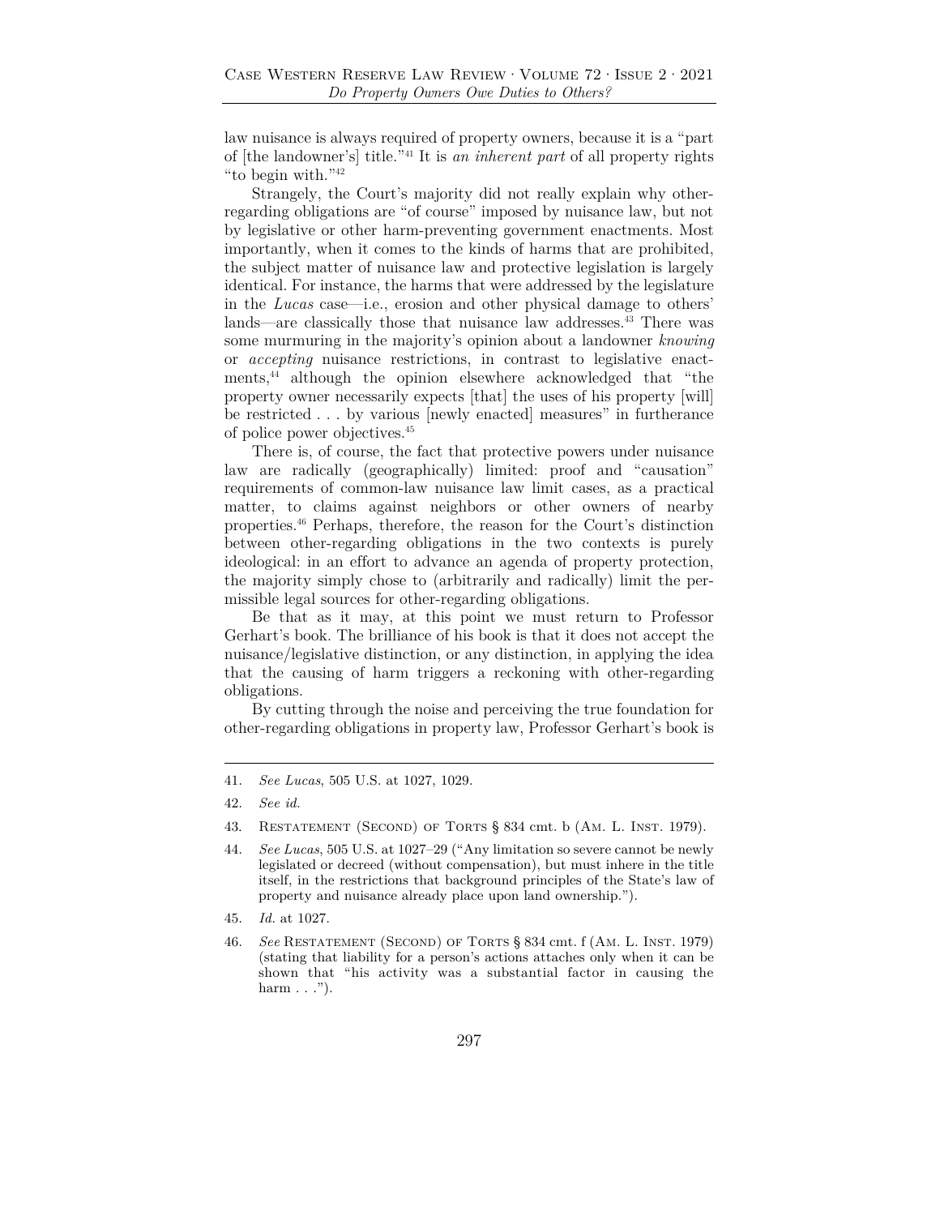law nuisance is always required of property owners, because it is a "part of [the landowner's] title."[41] It is *an inherent part* of all property rights "to begin with."[42]

Strangely, the Court's majority did not really explain why other-regarding obligations are "of course" imposed by nuisance law, but not by legislative or other harm-preventing government enactments. Most importantly, when it comes to the kinds of harms that are prohibited, the subject matter of nuisance law and protective legislation is largely identical. For instance, the harms that were addressed by the legislature in the *Lucas* case—i.e., erosion and other physical damage to others' lands—are classically those that nuisance law addresses.[43] There was some murmuring in the majority's opinion about a landowner *knowing* or *accepting* nuisance restrictions, in contrast to legislative enactments,[44] although the opinion elsewhere acknowledged that "the property owner necessarily expects [that] the uses of his property [will] be restricted . . . by various [newly enacted] measures" in furtherance of police power objectives.[45]

There is, of course, the fact that protective powers under nuisance law are radically (geographically) limited: proof and "causation" requirements of common-law nuisance law limit cases, as a practical matter, to claims against neighbors or other owners of nearby properties.[46] Perhaps, therefore, the reason for the Court's distinction between other-regarding obligations in the two contexts is purely ideological: in an effort to advance an agenda of property protection, the majority simply chose to (arbitrarily and radically) limit the permissible legal sources for other-regarding obligations.

Be that as it may, at this point we must return to Professor Gerhart's book. The brilliance of his book is that it does not accept the nuisance/legislative distinction, or any distinction, in applying the idea that the causing of harm triggers a reckoning with other-regarding obligations.

By cutting through the noise and perceiving the true foundation for other-regarding obligations in property law, Professor Gerhart's book is

---

41. *See Lucas*, 505 U.S. at 1027, 1029.

42. *See id.*

43. Restatement (Second) of Torts § 834 cmt. b (Am. L. Inst. 1979).

44. *See Lucas*, 505 U.S. at 1027–29 ("Any limitation so severe cannot be newly legislated or decreed (without compensation), but must inhere in the title itself, in the restrictions that background principles of the State's law of property and nuisance already place upon land ownership.").

45. *Id.* at 1027.

46. *See* Restatement (Second) of Torts § 834 cmt. f (Am. L. Inst. 1979) (stating that liability for a person's actions attaches only when it can be shown that "his activity was a substantial factor in causing the harm . . .").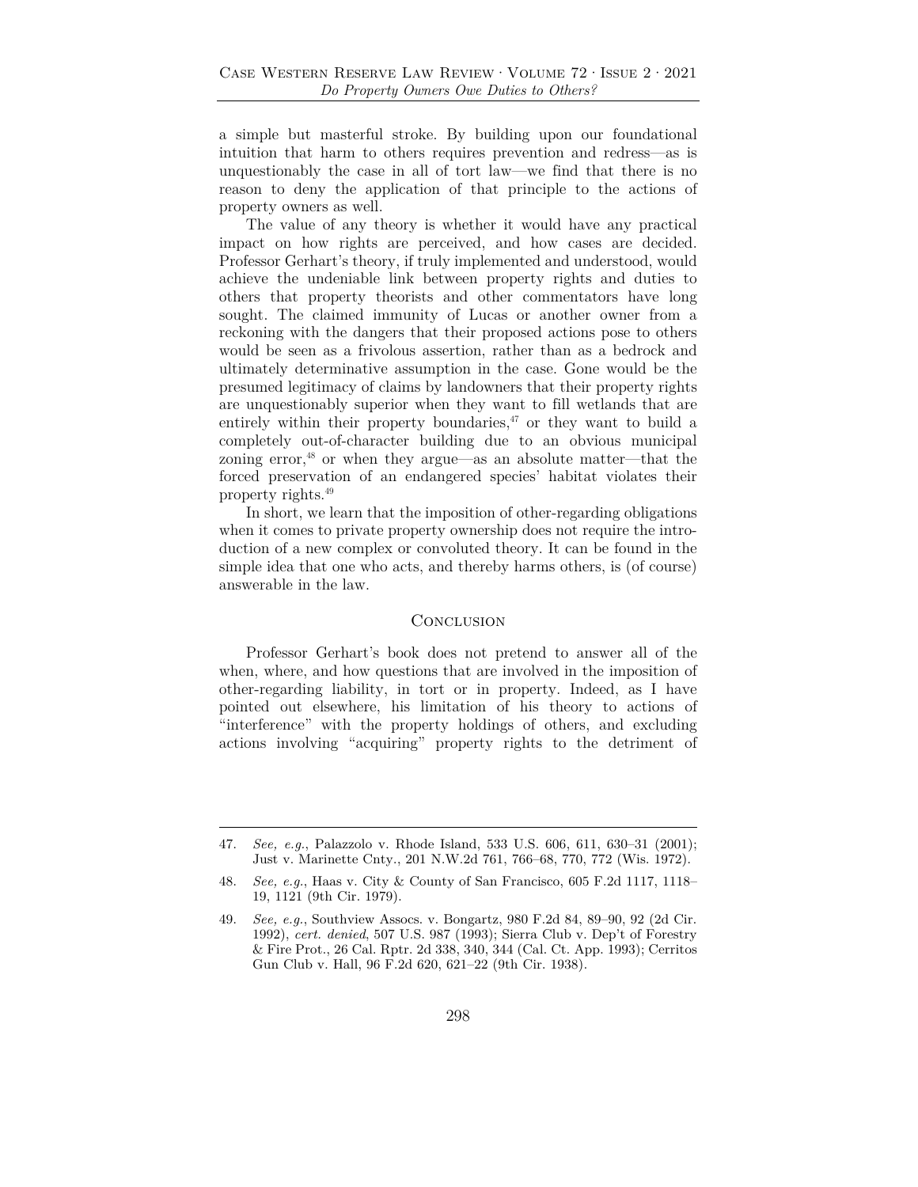a simple but masterful stroke. By building upon our foundational intuition that harm to others requires prevention and redress—as is unquestionably the case in all of tort law—we find that there is no reason to deny the application of that principle to the actions of property owners as well.

The value of any theory is whether it would have any practical impact on how rights are perceived, and how cases are decided. Professor Gerhart's theory, if truly implemented and understood, would achieve the undeniable link between property rights and duties to others that property theorists and other commentators have long sought. The claimed immunity of Lucas or another owner from a reckoning with the dangers that their proposed actions pose to others would be seen as a frivolous assertion, rather than as a bedrock and ultimately determinative assumption in the case. Gone would be the presumed legitimacy of claims by landowners that their property rights are unquestionably superior when they want to fill wetlands that are entirely within their property boundaries,[47] or they want to build a completely out-of-character building due to an obvious municipal zoning error,[48] or when they argue—as an absolute matter—that the forced preservation of an endangered species' habitat violates their property rights.[49]

In short, we learn that the imposition of other-regarding obligations when it comes to private property ownership does not require the introduction of a new complex or convoluted theory. It can be found in the simple idea that one who acts, and thereby harms others, is (of course) answerable in the law.

## Conclusion

Professor Gerhart's book does not pretend to answer all of the when, where, and how questions that are involved in the imposition of other-regarding liability, in tort or in property. Indeed, as I have pointed out elsewhere, his limitation of his theory to actions of "interference" with the property holdings of others, and excluding actions involving "acquiring" property rights to the detriment of

---

47. *See, e.g.*, Palazzolo v. Rhode Island, 533 U.S. 606, 611, 630–31 (2001); Just v. Marinette Cnty., 201 N.W.2d 761, 766–68, 770, 772 (Wis. 1972).

48. *See, e.g.*, Haas v. City & County of San Francisco, 605 F.2d 1117, 1118–19, 1121 (9th Cir. 1979).

49. *See, e.g.*, Southview Assocs. v. Bongartz, 980 F.2d 84, 89–90, 92 (2d Cir. 1992), *cert. denied*, 507 U.S. 987 (1993); Sierra Club v. Dep't of Forestry & Fire Prot., 26 Cal. Rptr. 2d 338, 340, 344 (Cal. Ct. App. 1993); Cerritos Gun Club v. Hall, 96 F.2d 620, 621–22 (9th Cir. 1938).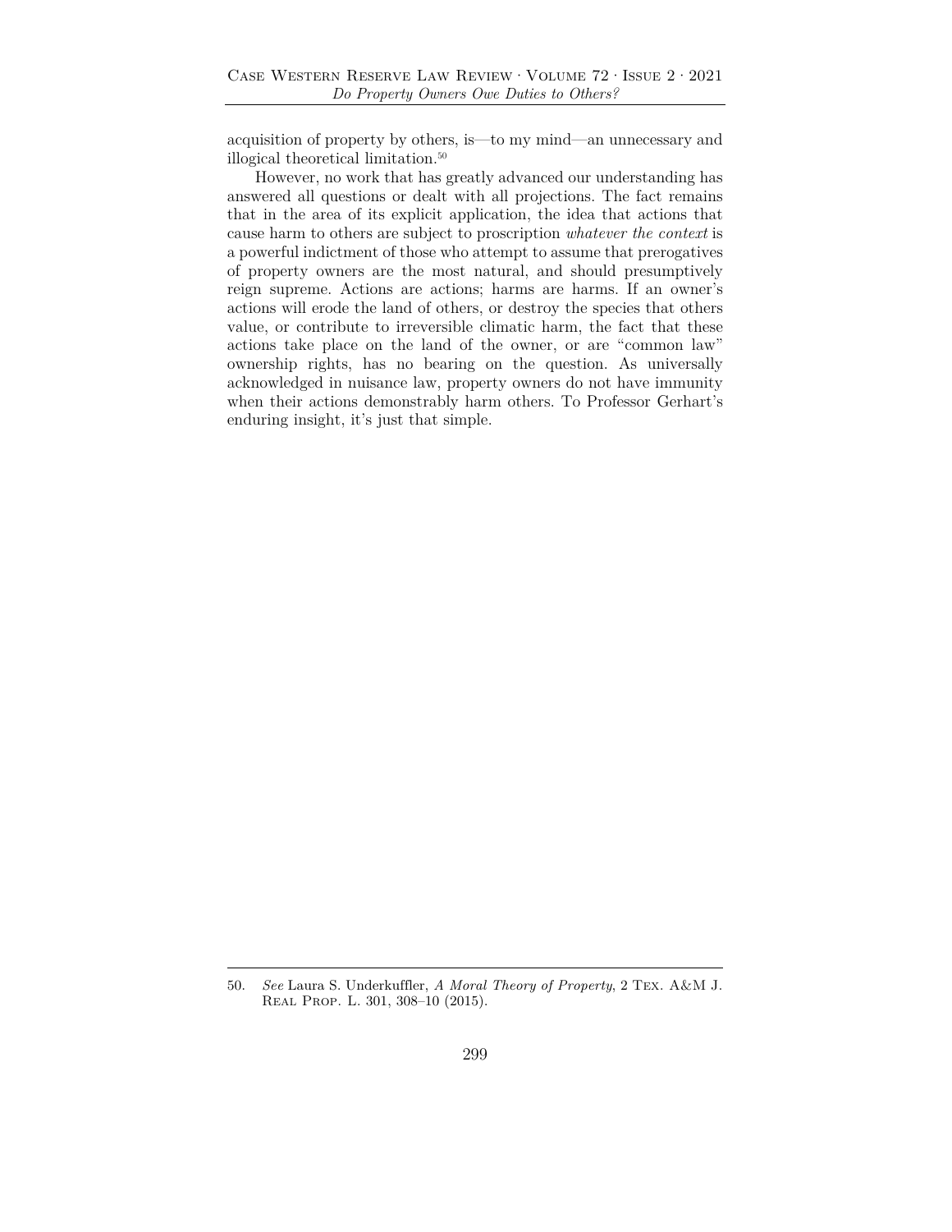acquisition of property by others, is—to my mind—an unnecessary and illogical theoretical limitation.[50]

However, no work that has greatly advanced our understanding has answered all questions or dealt with all projections. The fact remains that in the area of its explicit application, the idea that actions that cause harm to others are subject to proscription *whatever the context* is a powerful indictment of those who attempt to assume that prerogatives of property owners are the most natural, and should presumptively reign supreme. Actions are actions; harms are harms. If an owner's actions will erode the land of others, or destroy the species that others value, or contribute to irreversible climatic harm, the fact that these actions take place on the land of the owner, or are "common law" ownership rights, has no bearing on the question. As universally acknowledged in nuisance law, property owners do not have immunity when their actions demonstrably harm others. To Professor Gerhart's enduring insight, it's just that simple.

---

50. *See* Laura S. Underkuffler, *A Moral Theory of Property*, 2 Tex. A&M J. Real Prop. L. 301, 308–10 (2015).